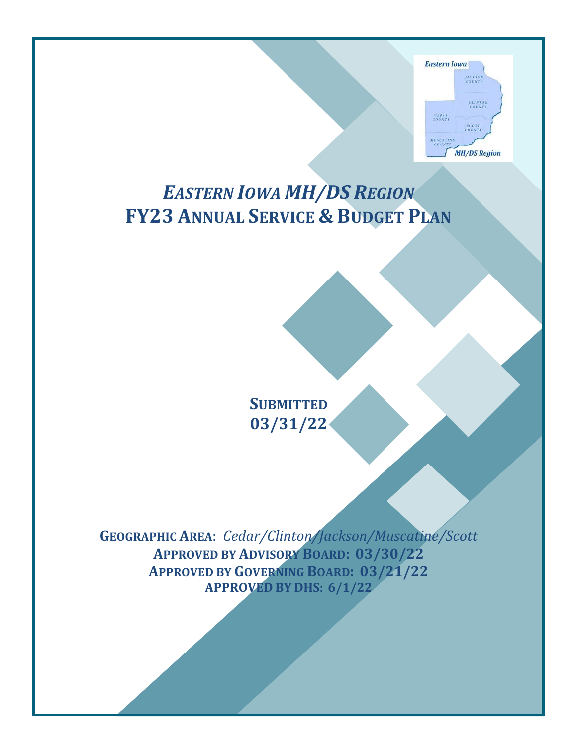# *EASTERN IOWA MH/DS REGION*
# FY23 ANNUAL SERVICE & BUDGET PLAN

**SUBMITTED**
**03/31/22**

**GEOGRAPHIC AREA**: *Cedar/Clinton/Jackson/Muscatine/Scott*
**APPROVED BY ADVISORY BOARD: 03/30/22**
**APPROVED BY GOVERNING BOARD: 03/21/22**
**APPROVED BY DHS: 6/1/22**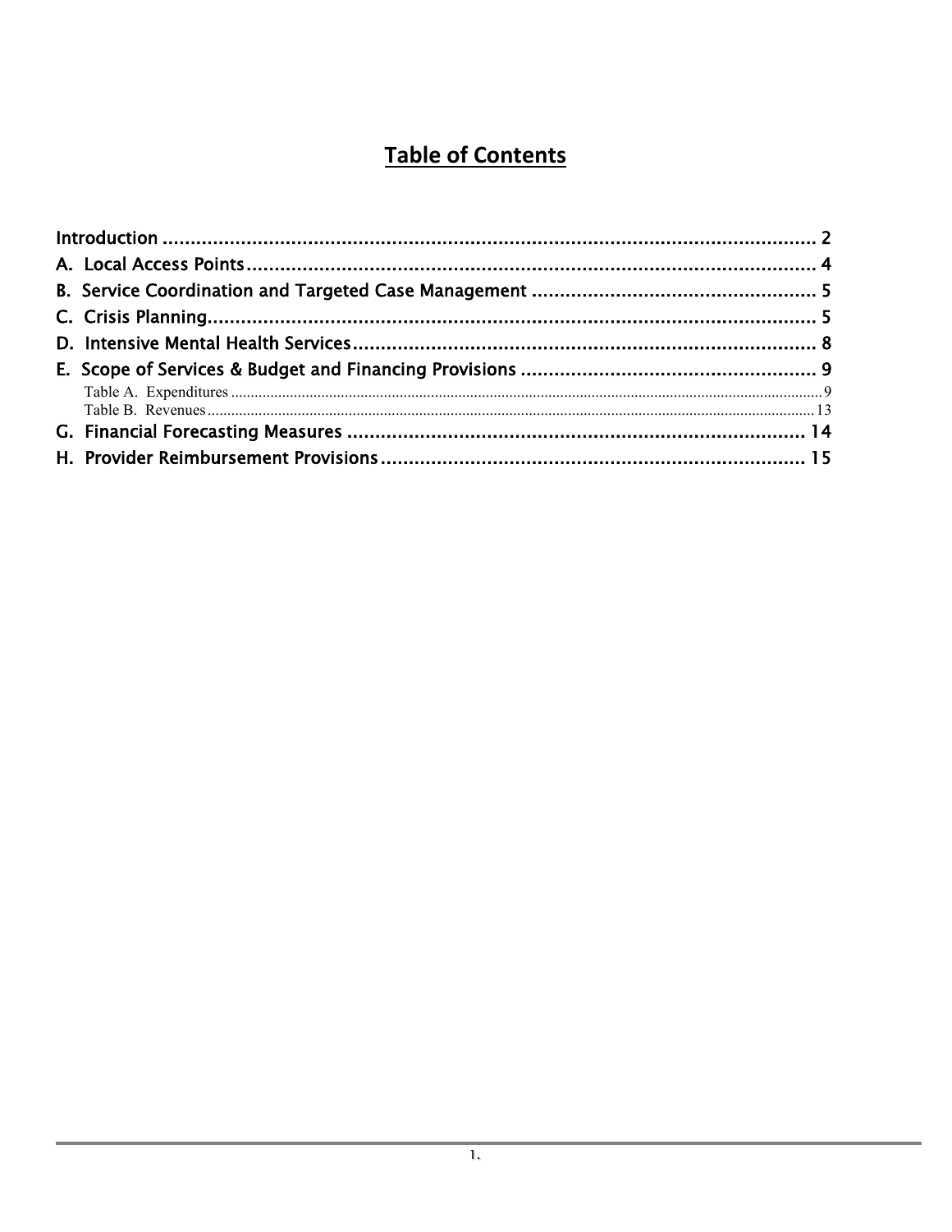# Table of Contents

Introduction ........................................................................................................ 2
A. Local Access Points ........................................................................................ 4
B. Service Coordination and Targeted Case Management ................................... 5
C. Crisis Planning ................................................................................................ 5
D. Intensive Mental Health Services ................................................................... 8
E. Scope of Services & Budget and Financing Provisions ..................................... 9
  Table A. Expenditures ........................................................................................ 9
  Table B. Revenues ............................................................................................ 13
G. Financial Forecasting Measures .................................................................... 14
H. Provider Reimbursement Provisions .............................................................. 15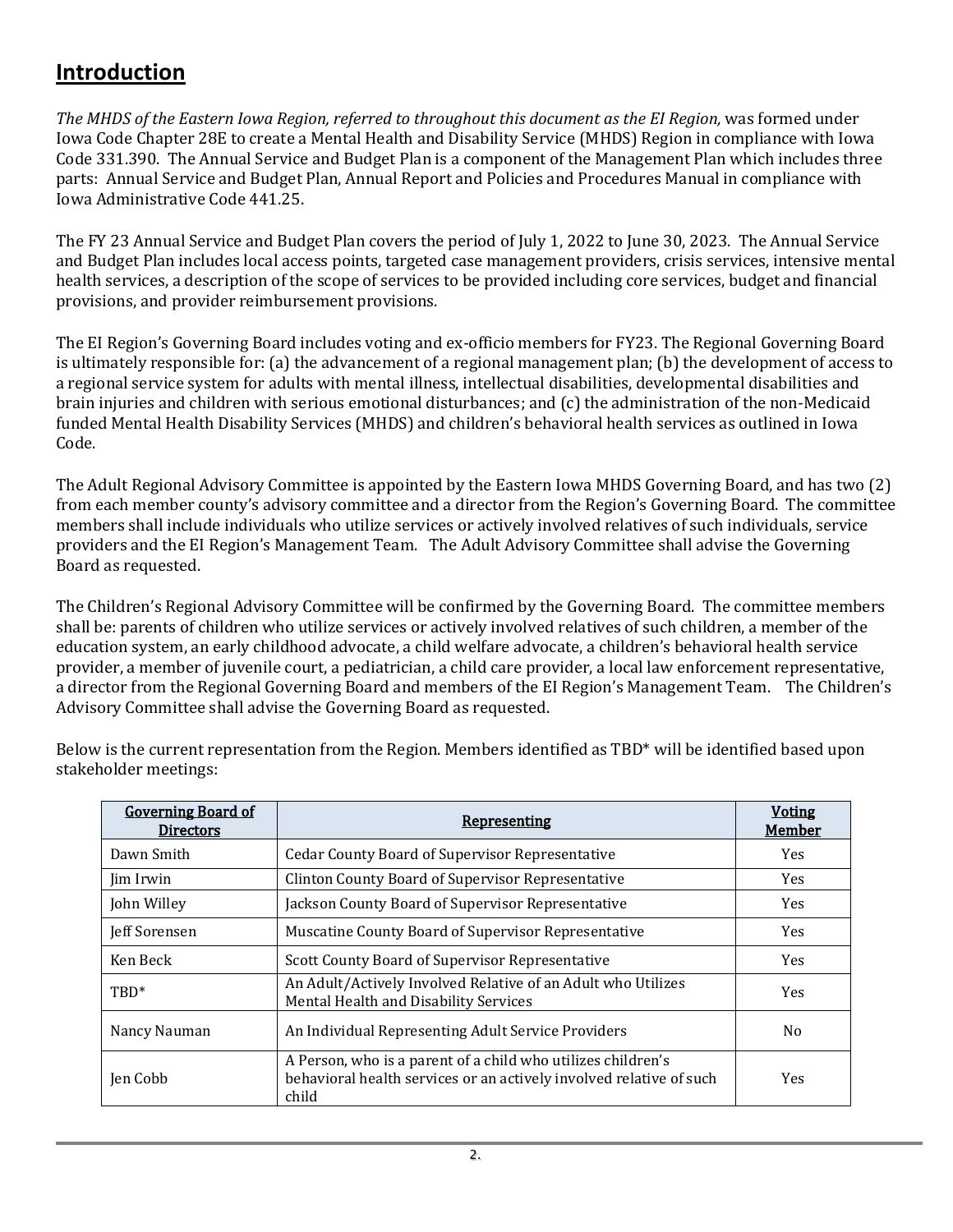## Introduction

*The MHDS of the Eastern Iowa Region, referred to throughout this document as the EI Region,* was formed under Iowa Code Chapter 28E to create a Mental Health and Disability Service (MHDS) Region in compliance with Iowa Code 331.390. The Annual Service and Budget Plan is a component of the Management Plan which includes three parts: Annual Service and Budget Plan, Annual Report and Policies and Procedures Manual in compliance with Iowa Administrative Code 441.25.

The FY 23 Annual Service and Budget Plan covers the period of July 1, 2022 to June 30, 2023. The Annual Service and Budget Plan includes local access points, targeted case management providers, crisis services, intensive mental health services, a description of the scope of services to be provided including core services, budget and financial provisions, and provider reimbursement provisions.

The EI Region's Governing Board includes voting and ex-officio members for FY23. The Regional Governing Board is ultimately responsible for: (a) the advancement of a regional management plan; (b) the development of access to a regional service system for adults with mental illness, intellectual disabilities, developmental disabilities and brain injuries and children with serious emotional disturbances; and (c) the administration of the non-Medicaid funded Mental Health Disability Services (MHDS) and children's behavioral health services as outlined in Iowa Code.

The Adult Regional Advisory Committee is appointed by the Eastern Iowa MHDS Governing Board, and has two (2) from each member county's advisory committee and a director from the Region's Governing Board. The committee members shall include individuals who utilize services or actively involved relatives of such individuals, service providers and the EI Region's Management Team. The Adult Advisory Committee shall advise the Governing Board as requested.

The Children's Regional Advisory Committee will be confirmed by the Governing Board. The committee members shall be: parents of children who utilize services or actively involved relatives of such children, a member of the education system, an early childhood advocate, a child welfare advocate, a children's behavioral health service provider, a member of juvenile court, a pediatrician, a child care provider, a local law enforcement representative, a director from the Regional Governing Board and members of the EI Region's Management Team. The Children's Advisory Committee shall advise the Governing Board as requested.

Below is the current representation from the Region. Members identified as TBD* will be identified based upon stakeholder meetings:

| Governing Board of Directors | Representing | Voting Member |
|---|---|---|
| Dawn Smith | Cedar County Board of Supervisor Representative | Yes |
| Jim Irwin | Clinton County Board of Supervisor Representative | Yes |
| John Willey | Jackson County Board of Supervisor Representative | Yes |
| Jeff Sorensen | Muscatine County Board of Supervisor Representative | Yes |
| Ken Beck | Scott County Board of Supervisor Representative | Yes |
| TBD* | An Adult/Actively Involved Relative of an Adult who Utilizes Mental Health and Disability Services | Yes |
| Nancy Nauman | An Individual Representing Adult Service Providers | No |
| Jen Cobb | A Person, who is a parent of a child who utilizes children's behavioral health services or an actively involved relative of such child | Yes |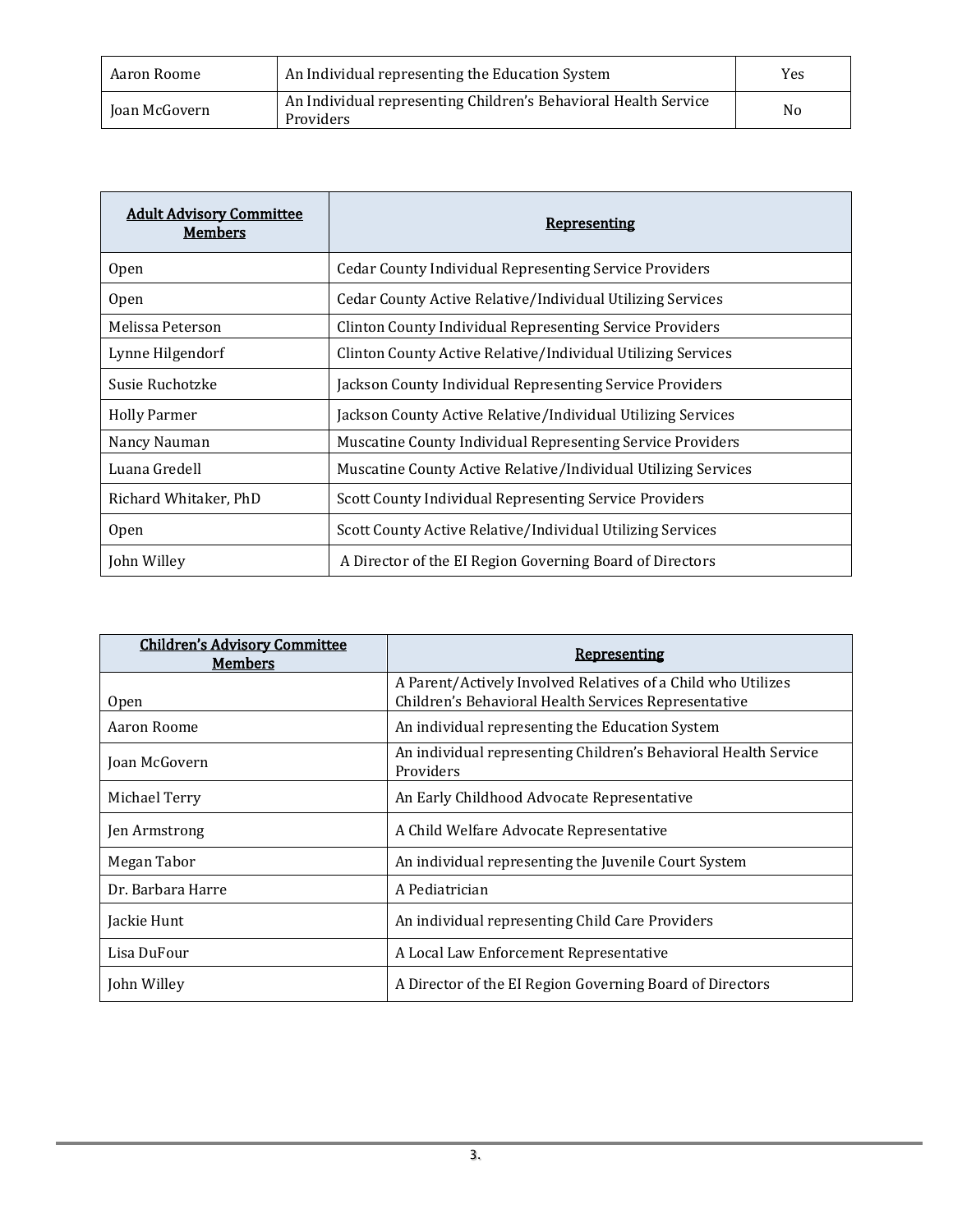| Aaron Roome | An Individual representing the Education System | Yes |
|---|---|---|
| Joan McGovern | An Individual representing Children's Behavioral Health Service Providers | No |

| Adult Advisory Committee Members | Representing |
|---|---|
| Open | Cedar County Individual Representing Service Providers |
| Open | Cedar County Active Relative/Individual Utilizing Services |
| Melissa Peterson | Clinton County Individual Representing Service Providers |
| Lynne Hilgendorf | Clinton County Active Relative/Individual Utilizing Services |
| Susie Ruchotzke | Jackson County Individual Representing Service Providers |
| Holly Parmer | Jackson County Active Relative/Individual Utilizing Services |
| Nancy Nauman | Muscatine County Individual Representing Service Providers |
| Luana Gredell | Muscatine County Active Relative/Individual Utilizing Services |
| Richard Whitaker, PhD | Scott County Individual Representing Service Providers |
| Open | Scott County Active Relative/Individual Utilizing Services |
| John Willey | A Director of the EI Region Governing Board of Directors |

| Children's Advisory Committee Members | Representing |
|---|---|
| Open | A Parent/Actively Involved Relatives of a Child who Utilizes Children's Behavioral Health Services Representative |
| Aaron Roome | An individual representing the Education System |
| Joan McGovern | An individual representing Children's Behavioral Health Service Providers |
| Michael Terry | An Early Childhood Advocate Representative |
| Jen Armstrong | A Child Welfare Advocate Representative |
| Megan Tabor | An individual representing the Juvenile Court System |
| Dr. Barbara Harre | A Pediatrician |
| Jackie Hunt | An individual representing Child Care Providers |
| Lisa DuFour | A Local Law Enforcement Representative |
| John Willey | A Director of the EI Region Governing Board of Directors |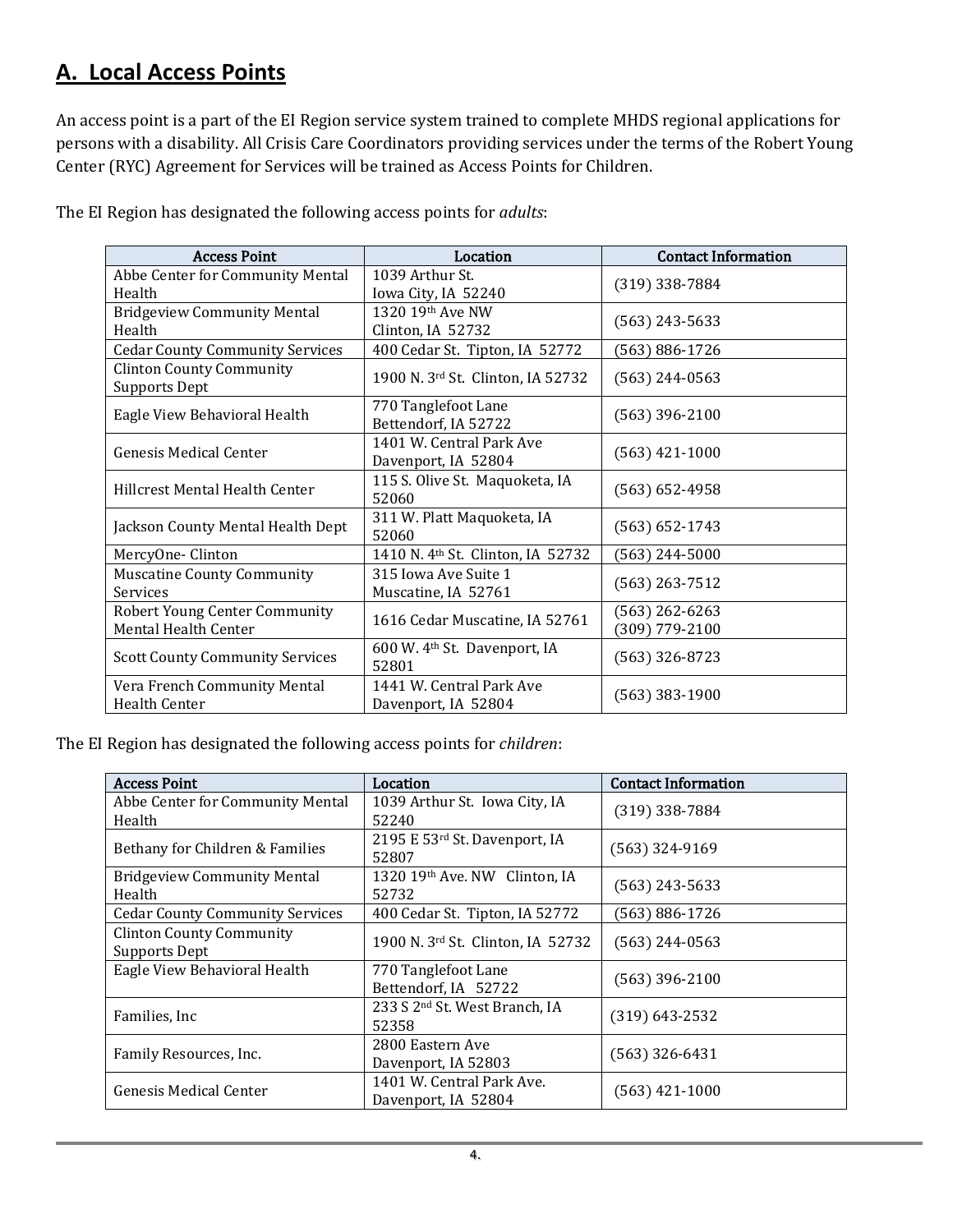## A. Local Access Points

An access point is a part of the EI Region service system trained to complete MHDS regional applications for persons with a disability. All Crisis Care Coordinators providing services under the terms of the Robert Young Center (RYC) Agreement for Services will be trained as Access Points for Children.

The EI Region has designated the following access points for *adults*:

| Access Point | Location | Contact Information |
|---|---|---|
| Abbe Center for Community Mental Health | 1039 Arthur St. Iowa City, IA 52240 | (319) 338-7884 |
| Bridgeview Community Mental Health | 1320 19th Ave NW Clinton, IA 52732 | (563) 243-5633 |
| Cedar County Community Services | 400 Cedar St. Tipton, IA 52772 | (563) 886-1726 |
| Clinton County Community Supports Dept | 1900 N. 3rd St. Clinton, IA 52732 | (563) 244-0563 |
| Eagle View Behavioral Health | 770 Tanglefoot Lane Bettendorf, IA 52722 | (563) 396-2100 |
| Genesis Medical Center | 1401 W. Central Park Ave Davenport, IA 52804 | (563) 421-1000 |
| Hillcrest Mental Health Center | 115 S. Olive St. Maquoketa, IA 52060 | (563) 652-4958 |
| Jackson County Mental Health Dept | 311 W. Platt Maquoketa, IA 52060 | (563) 652-1743 |
| MercyOne- Clinton | 1410 N. 4th St. Clinton, IA 52732 | (563) 244-5000 |
| Muscatine County Community Services | 315 Iowa Ave Suite 1 Muscatine, IA 52761 | (563) 263-7512 |
| Robert Young Center Community Mental Health Center | 1616 Cedar Muscatine, IA 52761 | (563) 262-6263<br>(309) 779-2100 |
| Scott County Community Services | 600 W. 4th St. Davenport, IA 52801 | (563) 326-8723 |
| Vera French Community Mental Health Center | 1441 W. Central Park Ave Davenport, IA 52804 | (563) 383-1900 |

The EI Region has designated the following access points for *children*:

| Access Point | Location | Contact Information |
|---|---|---|
| Abbe Center for Community Mental Health | 1039 Arthur St. Iowa City, IA 52240 | (319) 338-7884 |
| Bethany for Children & Families | 2195 E 53rd St. Davenport, IA 52807 | (563) 324-9169 |
| Bridgeview Community Mental Health | 1320 19th Ave. NW Clinton, IA 52732 | (563) 243-5633 |
| Cedar County Community Services | 400 Cedar St. Tipton, IA 52772 | (563) 886-1726 |
| Clinton County Community Supports Dept | 1900 N. 3rd St. Clinton, IA 52732 | (563) 244-0563 |
| Eagle View Behavioral Health | 770 Tanglefoot Lane Bettendorf, IA 52722 | (563) 396-2100 |
| Families, Inc | 233 S 2nd St. West Branch, IA 52358 | (319) 643-2532 |
| Family Resources, Inc. | 2800 Eastern Ave Davenport, IA 52803 | (563) 326-6431 |
| Genesis Medical Center | 1401 W. Central Park Ave. Davenport, IA 52804 | (563) 421-1000 |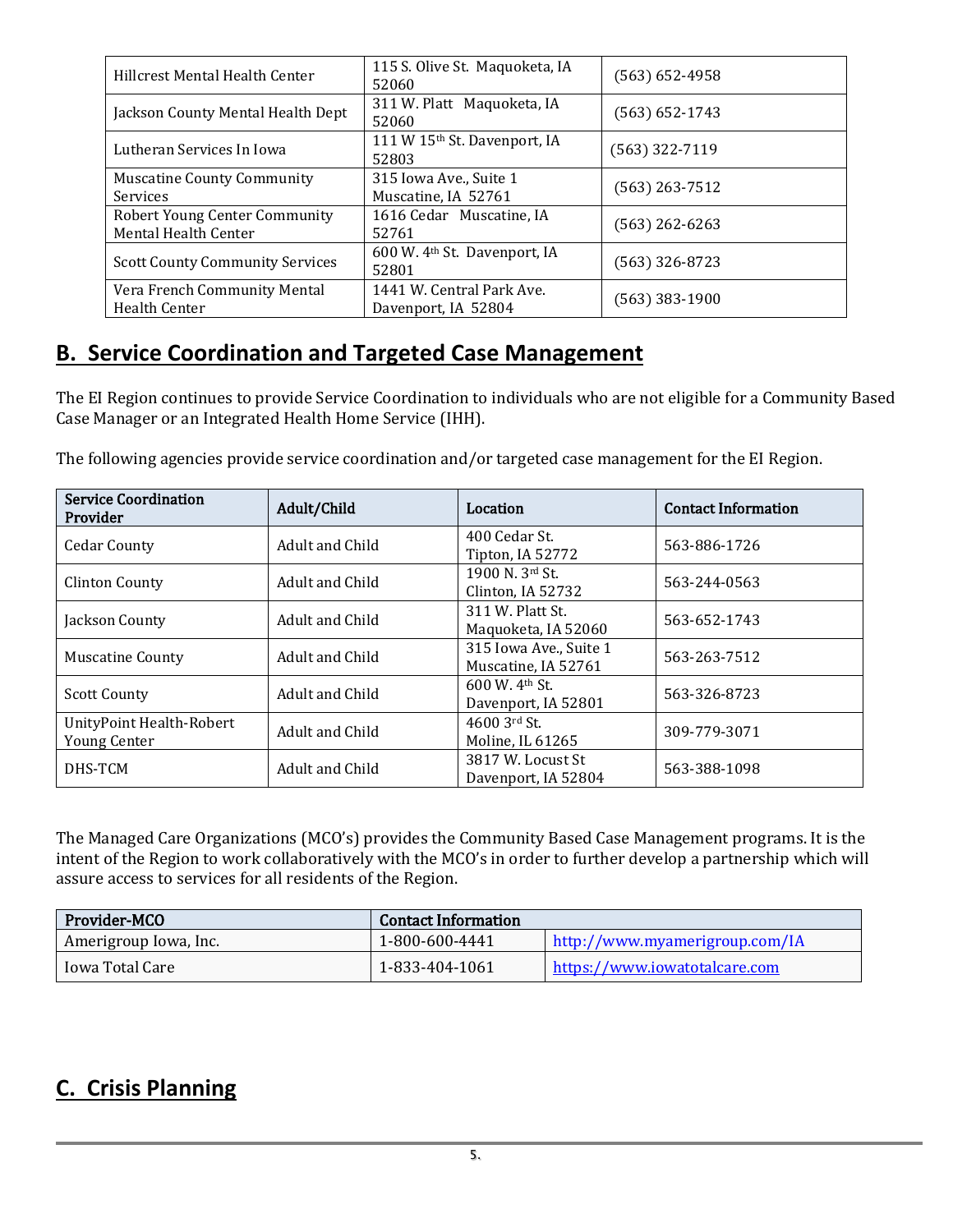| Hillcrest Mental Health Center | 115 S. Olive St. Maquoketa, IA 52060 | (563) 652-4958 |
|---|---|---|
| Jackson County Mental Health Dept | 311 W. Platt Maquoketa, IA 52060 | (563) 652-1743 |
| Lutheran Services In Iowa | 111 W 15th St. Davenport, IA 52803 | (563) 322-7119 |
| Muscatine County Community Services | 315 Iowa Ave., Suite 1 Muscatine, IA 52761 | (563) 263-7512 |
| Robert Young Center Community Mental Health Center | 1616 Cedar Muscatine, IA 52761 | (563) 262-6263 |
| Scott County Community Services | 600 W. 4th St. Davenport, IA 52801 | (563) 326-8723 |
| Vera French Community Mental Health Center | 1441 W. Central Park Ave. Davenport, IA 52804 | (563) 383-1900 |

## B. Service Coordination and Targeted Case Management

The EI Region continues to provide Service Coordination to individuals who are not eligible for a Community Based Case Manager or an Integrated Health Home Service (IHH).

The following agencies provide service coordination and/or targeted case management for the EI Region.

| Service Coordination Provider | Adult/Child | Location | Contact Information |
|---|---|---|---|
| Cedar County | Adult and Child | 400 Cedar St. Tipton, IA 52772 | 563-886-1726 |
| Clinton County | Adult and Child | 1900 N. 3rd St. Clinton, IA 52732 | 563-244-0563 |
| Jackson County | Adult and Child | 311 W. Platt St. Maquoketa, IA 52060 | 563-652-1743 |
| Muscatine County | Adult and Child | 315 Iowa Ave., Suite 1 Muscatine, IA 52761 | 563-263-7512 |
| Scott County | Adult and Child | 600 W. 4th St. Davenport, IA 52801 | 563-326-8723 |
| UnityPoint Health-Robert Young Center | Adult and Child | 4600 3rd St. Moline, IL 61265 | 309-779-3071 |
| DHS-TCM | Adult and Child | 3817 W. Locust St Davenport, IA 52804 | 563-388-1098 |

The Managed Care Organizations (MCO's) provides the Community Based Case Management programs. It is the intent of the Region to work collaboratively with the MCO's in order to further develop a partnership which will assure access to services for all residents of the Region.

| Provider-MCO | Contact Information | |
|---|---|---|
| Amerigroup Iowa, Inc. | 1-800-600-4441 | http://www.myamerigroup.com/IA |
| Iowa Total Care | 1-833-404-1061 | https://www.iowatotalcare.com |

## C. Crisis Planning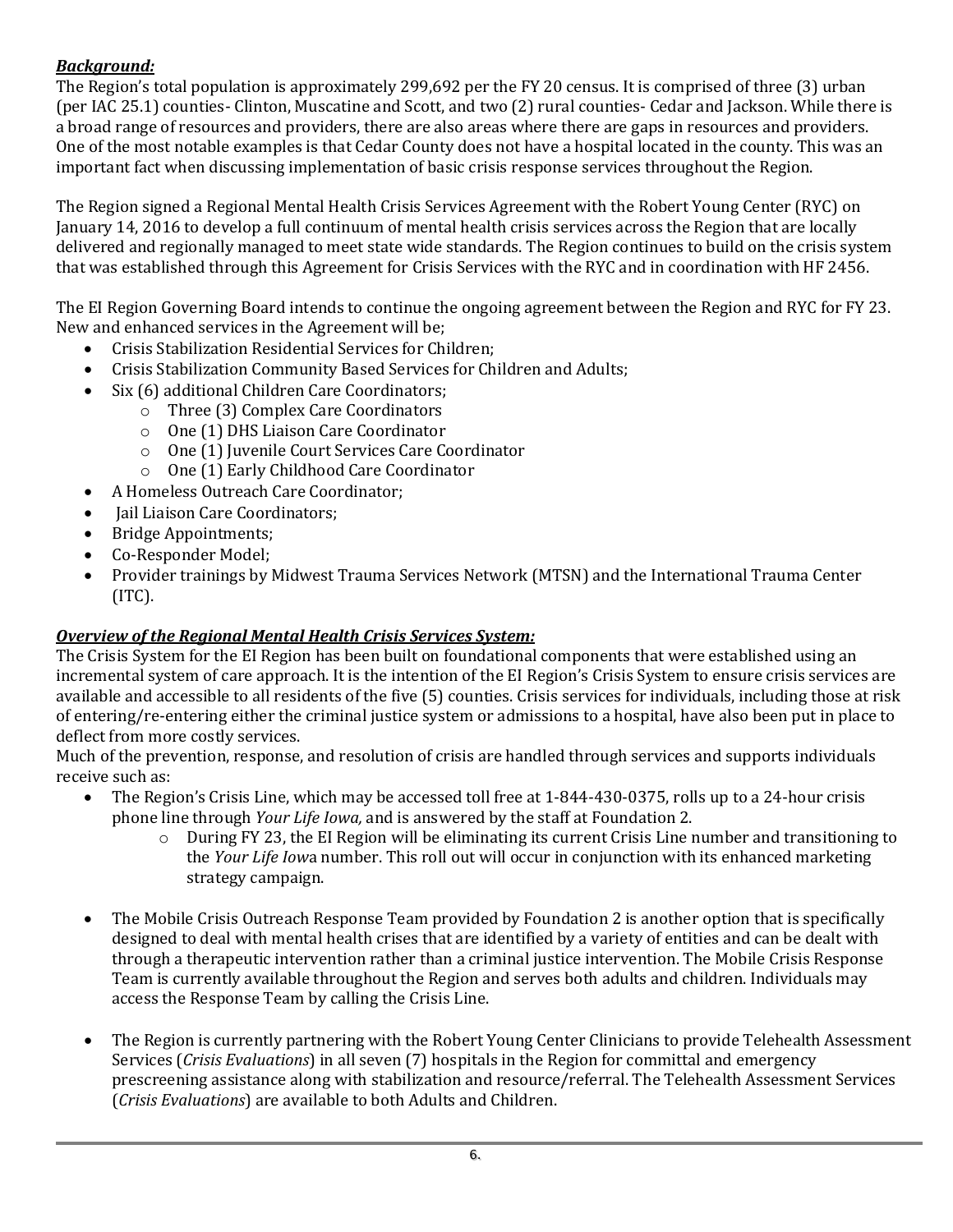***Background:***

The Region's total population is approximately 299,692 per the FY 20 census. It is comprised of three (3) urban (per IAC 25.1) counties- Clinton, Muscatine and Scott, and two (2) rural counties- Cedar and Jackson. While there is a broad range of resources and providers, there are also areas where there are gaps in resources and providers. One of the most notable examples is that Cedar County does not have a hospital located in the county. This was an important fact when discussing implementation of basic crisis response services throughout the Region.

The Region signed a Regional Mental Health Crisis Services Agreement with the Robert Young Center (RYC) on January 14, 2016 to develop a full continuum of mental health crisis services across the Region that are locally delivered and regionally managed to meet state wide standards. The Region continues to build on the crisis system that was established through this Agreement for Crisis Services with the RYC and in coordination with HF 2456.

The EI Region Governing Board intends to continue the ongoing agreement between the Region and RYC for FY 23. New and enhanced services in the Agreement will be;

- Crisis Stabilization Residential Services for Children;
- Crisis Stabilization Community Based Services for Children and Adults;
- Six (6) additional Children Care Coordinators;
  - Three (3) Complex Care Coordinators
  - One (1) DHS Liaison Care Coordinator
  - One (1) Juvenile Court Services Care Coordinator
  - One (1) Early Childhood Care Coordinator
- A Homeless Outreach Care Coordinator;
- Jail Liaison Care Coordinators;
- Bridge Appointments;
- Co-Responder Model;
- Provider trainings by Midwest Trauma Services Network (MTSN) and the International Trauma Center (ITC).

***Overview of the Regional Mental Health Crisis Services System:***

The Crisis System for the EI Region has been built on foundational components that were established using an incremental system of care approach. It is the intention of the EI Region's Crisis System to ensure crisis services are available and accessible to all residents of the five (5) counties. Crisis services for individuals, including those at risk of entering/re-entering either the criminal justice system or admissions to a hospital, have also been put in place to deflect from more costly services.

Much of the prevention, response, and resolution of crisis are handled through services and supports individuals receive such as:

- The Region's Crisis Line, which may be accessed toll free at 1-844-430-0375, rolls up to a 24-hour crisis phone line through *Your Life Iowa,* and is answered by the staff at Foundation 2.
  - During FY 23, the EI Region will be eliminating its current Crisis Line number and transitioning to the *Your Life Iow*a number. This roll out will occur in conjunction with its enhanced marketing strategy campaign.

- The Mobile Crisis Outreach Response Team provided by Foundation 2 is another option that is specifically designed to deal with mental health crises that are identified by a variety of entities and can be dealt with through a therapeutic intervention rather than a criminal justice intervention. The Mobile Crisis Response Team is currently available throughout the Region and serves both adults and children. Individuals may access the Response Team by calling the Crisis Line.

- The Region is currently partnering with the Robert Young Center Clinicians to provide Telehealth Assessment Services (*Crisis Evaluations*) in all seven (7) hospitals in the Region for committal and emergency prescreening assistance along with stabilization and resource/referral. The Telehealth Assessment Services (*Crisis Evaluations*) are available to both Adults and Children.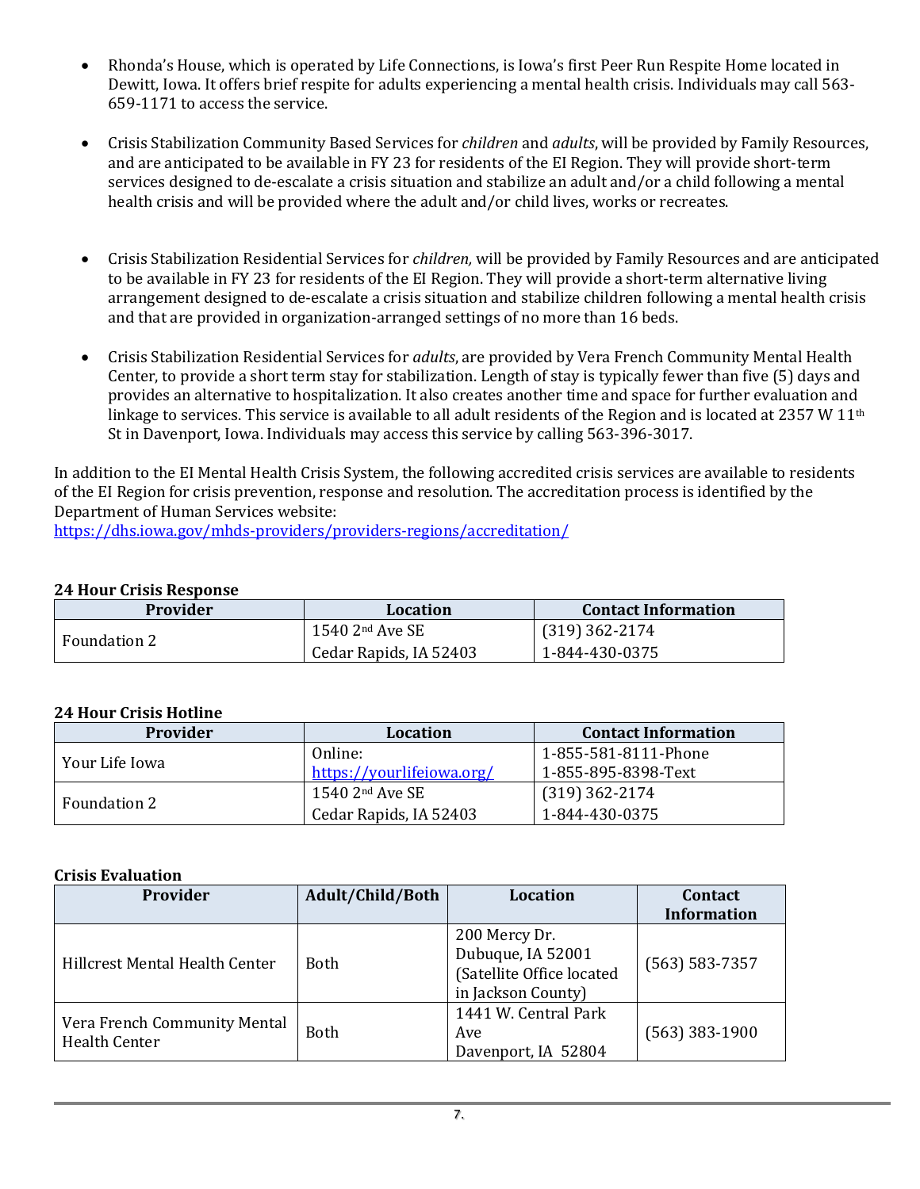- Rhonda's House, which is operated by Life Connections, is Iowa's first Peer Run Respite Home located in Dewitt, Iowa. It offers brief respite for adults experiencing a mental health crisis. Individuals may call 563-659-1171 to access the service.

- Crisis Stabilization Community Based Services for *children* and *adults*, will be provided by Family Resources, and are anticipated to be available in FY 23 for residents of the EI Region. They will provide short-term services designed to de-escalate a crisis situation and stabilize an adult and/or a child following a mental health crisis and will be provided where the adult and/or child lives, works or recreates.

- Crisis Stabilization Residential Services for *children,* will be provided by Family Resources and are anticipated to be available in FY 23 for residents of the EI Region. They will provide a short-term alternative living arrangement designed to de-escalate a crisis situation and stabilize children following a mental health crisis and that are provided in organization-arranged settings of no more than 16 beds.

- Crisis Stabilization Residential Services for *adults*, are provided by Vera French Community Mental Health Center, to provide a short term stay for stabilization. Length of stay is typically fewer than five (5) days and provides an alternative to hospitalization. It also creates another time and space for further evaluation and linkage to services. This service is available to all adult residents of the Region and is located at 2357 W 11th St in Davenport, Iowa. Individuals may access this service by calling 563-396-3017.

In addition to the EI Mental Health Crisis System, the following accredited crisis services are available to residents of the EI Region for crisis prevention, response and resolution. The accreditation process is identified by the Department of Human Services website:
https://dhs.iowa.gov/mhds-providers/providers-regions/accreditation/

**24 Hour Crisis Response**

| Provider | Location | Contact Information |
|---|---|---|
| Foundation 2 | 1540 2nd Ave SE<br>Cedar Rapids, IA 52403 | (319) 362-2174<br>1-844-430-0375 |

**24 Hour Crisis Hotline**

| Provider | Location | Contact Information |
|---|---|---|
| Your Life Iowa | Online:<br>https://yourlifeiowa.org/ | 1-855-581-8111-Phone<br>1-855-895-8398-Text |
| Foundation 2 | 1540 2nd Ave SE<br>Cedar Rapids, IA 52403 | (319) 362-2174<br>1-844-430-0375 |

**Crisis Evaluation**

| Provider | Adult/Child/Both | Location | Contact Information |
|---|---|---|---|
| Hillcrest Mental Health Center | Both | 200 Mercy Dr.<br>Dubuque, IA 52001<br>(Satellite Office located in Jackson County) | (563) 583-7357 |
| Vera French Community Mental Health Center | Both | 1441 W. Central Park Ave<br>Davenport, IA 52804 | (563) 383-1900 |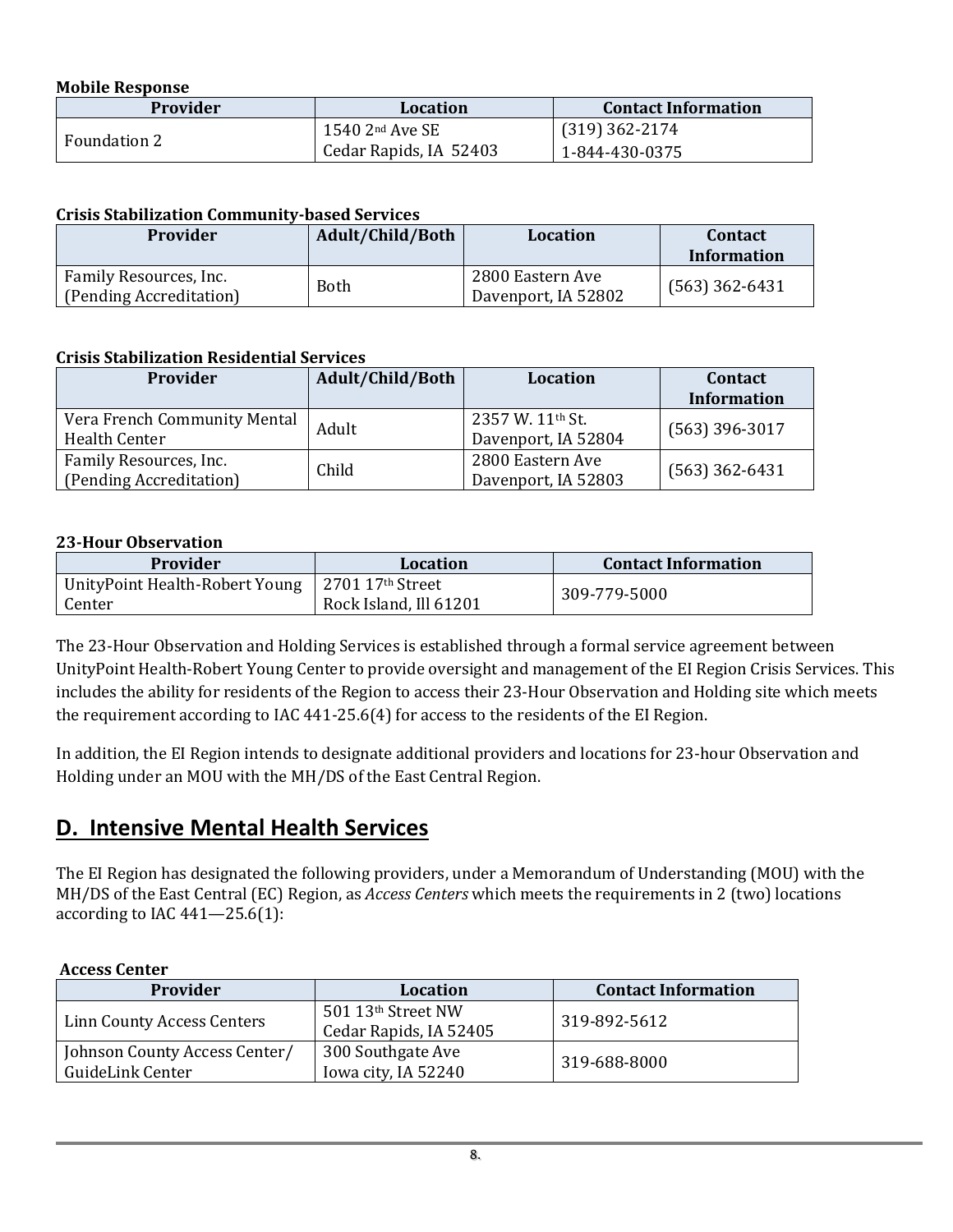**Mobile Response**

| Provider | Location | Contact Information |
| --- | --- | --- |
| Foundation 2 | 1540 2nd Ave SE<br>Cedar Rapids, IA 52403 | (319) 362-2174<br>1-844-430-0375 |

**Crisis Stabilization Community-based Services**

| Provider | Adult/Child/Both | Location | Contact Information |
| --- | --- | --- | --- |
| Family Resources, Inc.<br>(Pending Accreditation) | Both | 2800 Eastern Ave<br>Davenport, IA 52802 | (563) 362-6431 |

**Crisis Stabilization Residential Services**

| Provider | Adult/Child/Both | Location | Contact Information |
| --- | --- | --- | --- |
| Vera French Community Mental Health Center | Adult | 2357 W. 11th St.<br>Davenport, IA 52804 | (563) 396-3017 |
| Family Resources, Inc.<br>(Pending Accreditation) | Child | 2800 Eastern Ave<br>Davenport, IA 52803 | (563) 362-6431 |

**23-Hour Observation**

| Provider | Location | Contact Information |
| --- | --- | --- |
| UnityPoint Health-Robert Young Center | 2701 17th Street<br>Rock Island, Ill 61201 | 309-779-5000 |

The 23-Hour Observation and Holding Services is established through a formal service agreement between UnityPoint Health-Robert Young Center to provide oversight and management of the EI Region Crisis Services. This includes the ability for residents of the Region to access their 23-Hour Observation and Holding site which meets the requirement according to IAC 441-25.6(4) for access to the residents of the EI Region.

In addition, the EI Region intends to designate additional providers and locations for 23-hour Observation and Holding under an MOU with the MH/DS of the East Central Region.

## D. Intensive Mental Health Services

The EI Region has designated the following providers, under a Memorandum of Understanding (MOU) with the MH/DS of the East Central (EC) Region, as *Access Centers* which meets the requirements in 2 (two) locations according to IAC 441—25.6(1):

**Access Center**

| Provider | Location | Contact Information |
| --- | --- | --- |
| Linn County Access Centers | 501 13th Street NW<br>Cedar Rapids, IA 52405 | 319-892-5612 |
| Johnson County Access Center/<br>GuideLink Center | 300 Southgate Ave<br>Iowa city, IA 52240 | 319-688-8000 |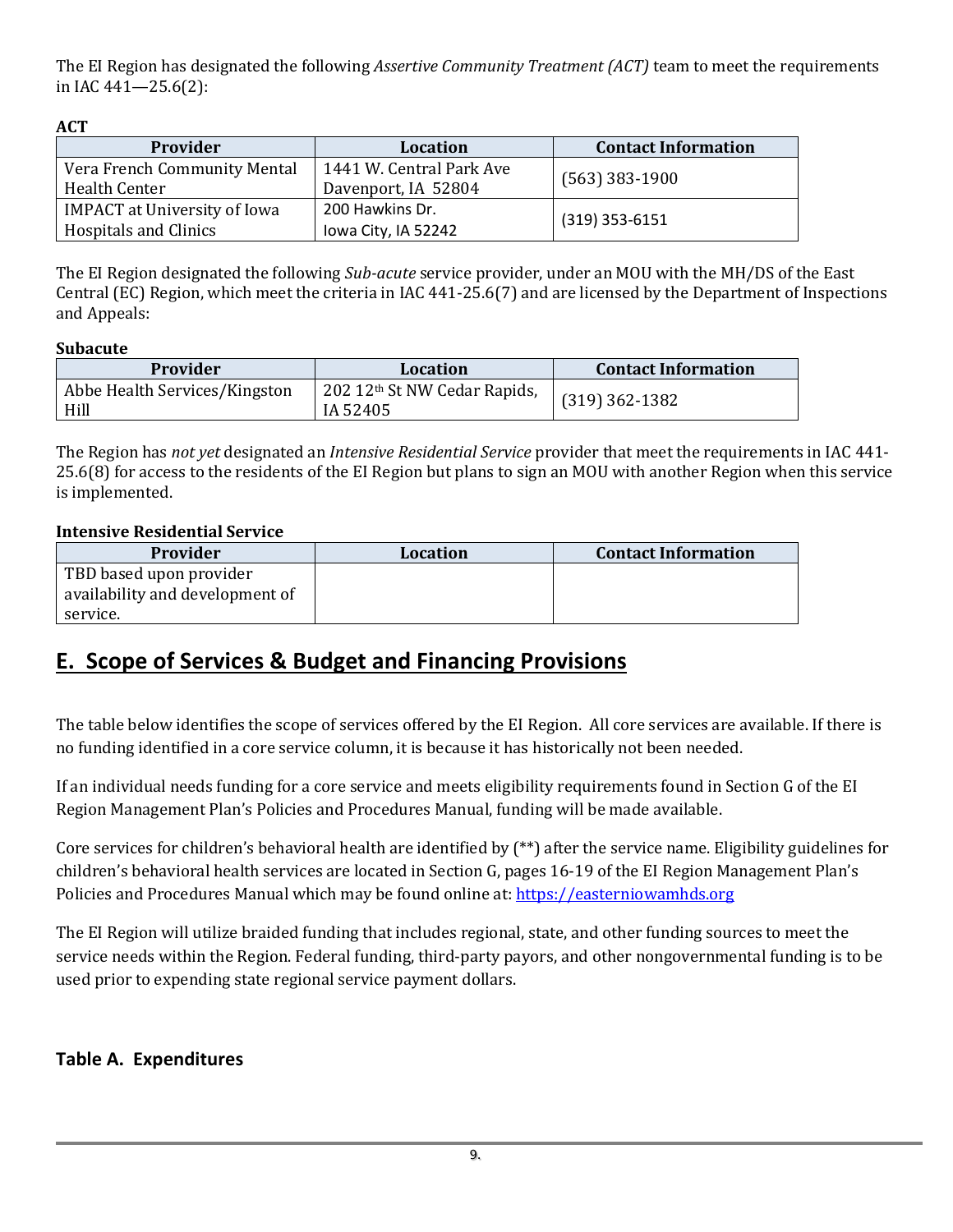The EI Region has designated the following *Assertive Community Treatment (ACT)* team to meet the requirements in IAC 441—25.6(2):

**ACT**

| Provider | Location | Contact Information |
|---|---|---|
| Vera French Community Mental Health Center | 1441 W. Central Park Ave Davenport, IA 52804 | (563) 383-1900 |
| IMPACT at University of Iowa Hospitals and Clinics | 200 Hawkins Dr. Iowa City, IA 52242 | (319) 353-6151 |

The EI Region designated the following *Sub-acute* service provider, under an MOU with the MH/DS of the East Central (EC) Region, which meet the criteria in IAC 441-25.6(7) and are licensed by the Department of Inspections and Appeals:

**Subacute**

| Provider | Location | Contact Information |
|---|---|---|
| Abbe Health Services/Kingston Hill | 202 12th St NW Cedar Rapids, IA 52405 | (319) 362-1382 |

The Region has *not yet* designated an *Intensive Residential Service* provider that meet the requirements in IAC 441-25.6(8) for access to the residents of the EI Region but plans to sign an MOU with another Region when this service is implemented.

**Intensive Residential Service**

| Provider | Location | Contact Information |
|---|---|---|
| TBD based upon provider availability and development of service. | | |

## E. Scope of Services & Budget and Financing Provisions

The table below identifies the scope of services offered by the EI Region. All core services are available. If there is no funding identified in a core service column, it is because it has historically not been needed.

If an individual needs funding for a core service and meets eligibility requirements found in Section G of the EI Region Management Plan's Policies and Procedures Manual, funding will be made available.

Core services for children's behavioral health are identified by (**) after the service name. Eligibility guidelines for children's behavioral health services are located in Section G, pages 16-19 of the EI Region Management Plan's Policies and Procedures Manual which may be found online at: https://easterniowamhds.org

The EI Region will utilize braided funding that includes regional, state, and other funding sources to meet the service needs within the Region. Federal funding, third-party payors, and other nongovernmental funding is to be used prior to expending state regional service payment dollars.

### Table A. Expenditures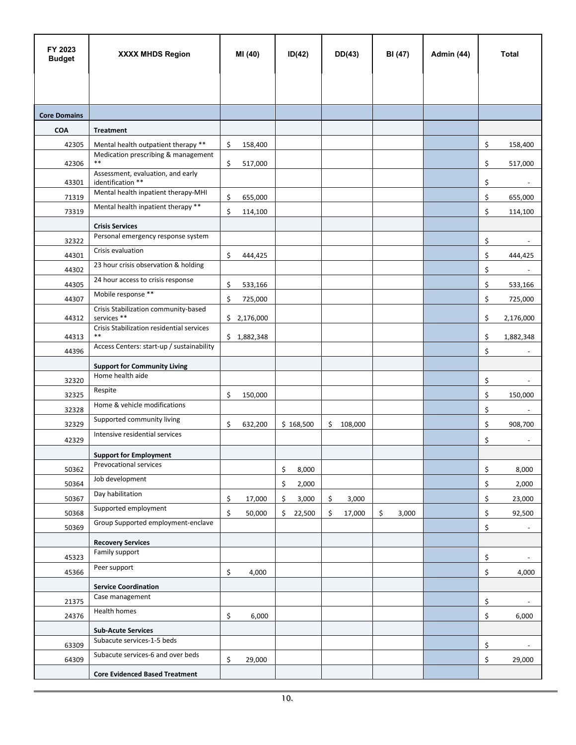| FY 2023 Budget | XXXX MHDS Region | MI (40) | ID(42) | DD(43) | BI (47) | Admin (44) | Total |
|---|---|---|---|---|---|---|---|
| **Core Domains** | | | | | | | |
| **COA** | **Treatment** | | | | | | |
| 42305 | Mental health outpatient therapy ** | $ 158,400 | | | | | $ 158,400 |
| 42306 | Medication prescribing & management ** | $ 517,000 | | | | | $ 517,000 |
| 43301 | Assessment, evaluation, and early identification ** | | | | | | $ - |
| 71319 | Mental health inpatient therapy-MHI | $ 655,000 | | | | | $ 655,000 |
| 73319 | Mental health inpatient therapy ** | $ 114,100 | | | | | $ 114,100 |
| | **Crisis Services** | | | | | | |
| 32322 | Personal emergency response system | | | | | | $ - |
| 44301 | Crisis evaluation | $ 444,425 | | | | | $ 444,425 |
| 44302 | 23 hour crisis observation & holding | | | | | | $ - |
| 44305 | 24 hour access to crisis response | $ 533,166 | | | | | $ 533,166 |
| 44307 | Mobile response ** | $ 725,000 | | | | | $ 725,000 |
| 44312 | Crisis Stabilization community-based services ** | $ 2,176,000 | | | | | $ 2,176,000 |
| 44313 | Crisis Stabilization residential services ** | $ 1,882,348 | | | | | $ 1,882,348 |
| 44396 | Access Centers: start-up / sustainability | | | | | | $ - |
| | **Support for Community Living** | | | | | | |
| 32320 | Home health aide | | | | | | $ - |
| 32325 | Respite | $ 150,000 | | | | | $ 150,000 |
| 32328 | Home & vehicle modifications | | | | | | $ - |
| 32329 | Supported community living | $ 632,200 | $ 168,500 | $ 108,000 | | | $ 908,700 |
| 42329 | Intensive residential services | | | | | | $ - |
| | **Support for Employment** | | | | | | |
| 50362 | Prevocational services | | $ 8,000 | | | | $ 8,000 |
| 50364 | Job development | | $ 2,000 | | | | $ 2,000 |
| 50367 | Day habilitation | $ 17,000 | $ 3,000 | $ 3,000 | | | $ 23,000 |
| 50368 | Supported employment | $ 50,000 | $ 22,500 | $ 17,000 | $ 3,000 | | $ 92,500 |
| 50369 | Group Supported employment-enclave | | | | | | $ - |
| | **Recovery Services** | | | | | | |
| 45323 | Family support | | | | | | $ - |
| 45366 | Peer support | $ 4,000 | | | | | $ 4,000 |
| | **Service Coordination** | | | | | | |
| 21375 | Case management | | | | | | $ - |
| 24376 | Health homes | $ 6,000 | | | | | $ 6,000 |
| | **Sub-Acute Services** | | | | | | |
| 63309 | Subacute services-1-5 beds | | | | | | $ - |
| 64309 | Subacute services-6 and over beds | $ 29,000 | | | | | $ 29,000 |
| | **Core Evidenced Based Treatment** | | | | | | |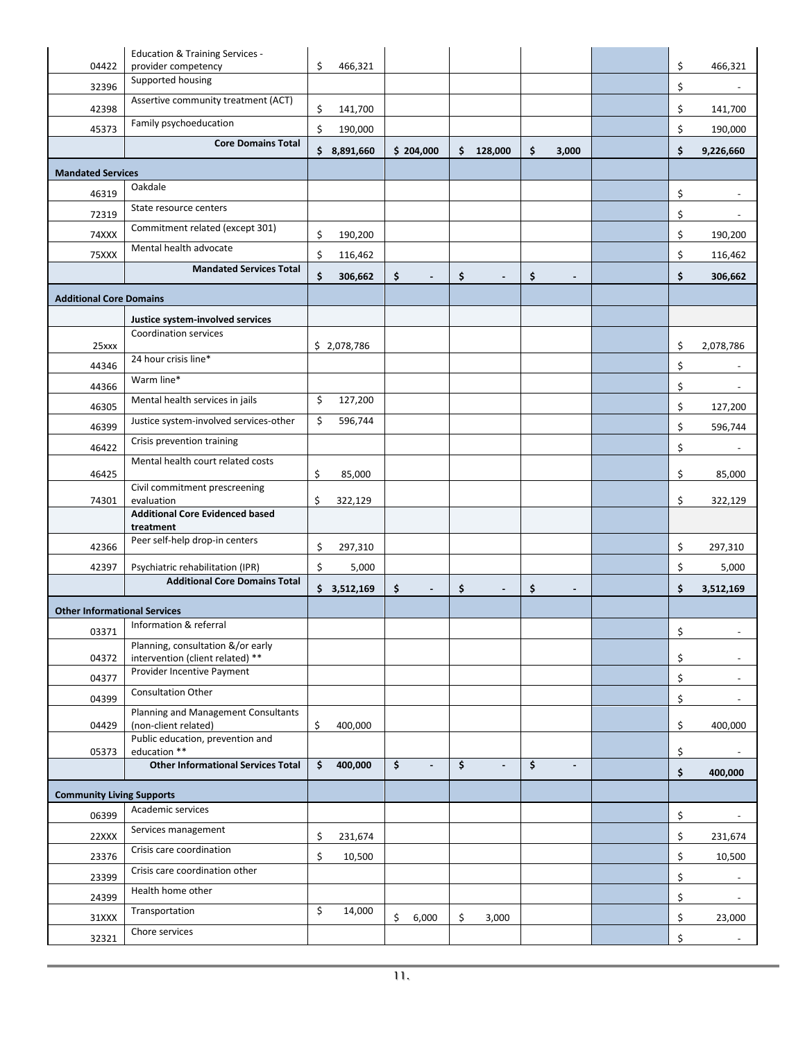| | | | | | | | |
|---|---|---|---|---|---|---|---|
| 04422 | Education & Training Services - provider competency | $ 466,321 | | | | | $ 466,321 |
| 32396 | Supported housing | | | | | | $ - |
| 42398 | Assertive community treatment (ACT) | $ 141,700 | | | | | $ 141,700 |
| 45373 | Family psychoeducation | $ 190,000 | | | | | $ 190,000 |
| | **Core Domains Total** | **$ 8,891,660** | **$ 204,000** | **$ 128,000** | **$ 3,000** | | **$ 9,226,660** |
| **Mandated Services** | | | | | | | |
| 46319 | Oakdale | | | | | | $ - |
| 72319 | State resource centers | | | | | | $ - |
| 74XXX | Commitment related (except 301) | $ 190,200 | | | | | $ 190,200 |
| 75XXX | Mental health advocate | $ 116,462 | | | | | $ 116,462 |
| | **Mandated Services Total** | **$ 306,662** | **$ -** | **$ -** | **$ -** | | **$ 306,662** |
| **Additional Core Domains** | | | | | | | |
| | **Justice system-involved services** | | | | | | |
| 25xxx | Coordination services | $ 2,078,786 | | | | | $ 2,078,786 |
| 44346 | 24 hour crisis line* | | | | | | $ - |
| 44366 | Warm line* | | | | | | $ - |
| 46305 | Mental health services in jails | $ 127,200 | | | | | $ 127,200 |
| 46399 | Justice system-involved services-other | $ 596,744 | | | | | $ 596,744 |
| 46422 | Crisis prevention training | | | | | | $ - |
| 46425 | Mental health court related costs | $ 85,000 | | | | | $ 85,000 |
| 74301 | Civil commitment prescreening evaluation | $ 322,129 | | | | | $ 322,129 |
| | **Additional Core Evidenced based treatment** | | | | | | |
| 42366 | Peer self-help drop-in centers | $ 297,310 | | | | | $ 297,310 |
| 42397 | Psychiatric rehabilitation (IPR) | $ 5,000 | | | | | $ 5,000 |
| | **Additional Core Domains Total** | **$ 3,512,169** | **$ -** | **$ -** | **$ -** | | **$ 3,512,169** |
| **Other Informational Services** | | | | | | | |
| 03371 | Information & referral | | | | | | $ - |
| 04372 | Planning, consultation &/or early intervention (client related) ** | | | | | | $ - |
| 04377 | Provider Incentive Payment | | | | | | $ - |
| 04399 | Consultation Other | | | | | | $ - |
| 04429 | Planning and Management Consultants (non-client related) | $ 400,000 | | | | | $ 400,000 |
| 05373 | Public education, prevention and education ** | | | | | | $ - |
| | **Other Informational Services Total** | **$ 400,000** | **$ -** | **$ -** | **$ -** | | **$ 400,000** |
| **Community Living Supports** | | | | | | | |
| 06399 | Academic services | | | | | | $ - |
| 22XXX | Services management | $ 231,674 | | | | | $ 231,674 |
| 23376 | Crisis care coordination | $ 10,500 | | | | | $ 10,500 |
| 23399 | Crisis care coordination other | | | | | | $ - |
| 24399 | Health home other | | | | | | $ - |
| 31XXX | Transportation | $ 14,000 | $ 6,000 | $ 3,000 | | | $ 23,000 |
| 32321 | Chore services | | | | | | $ - |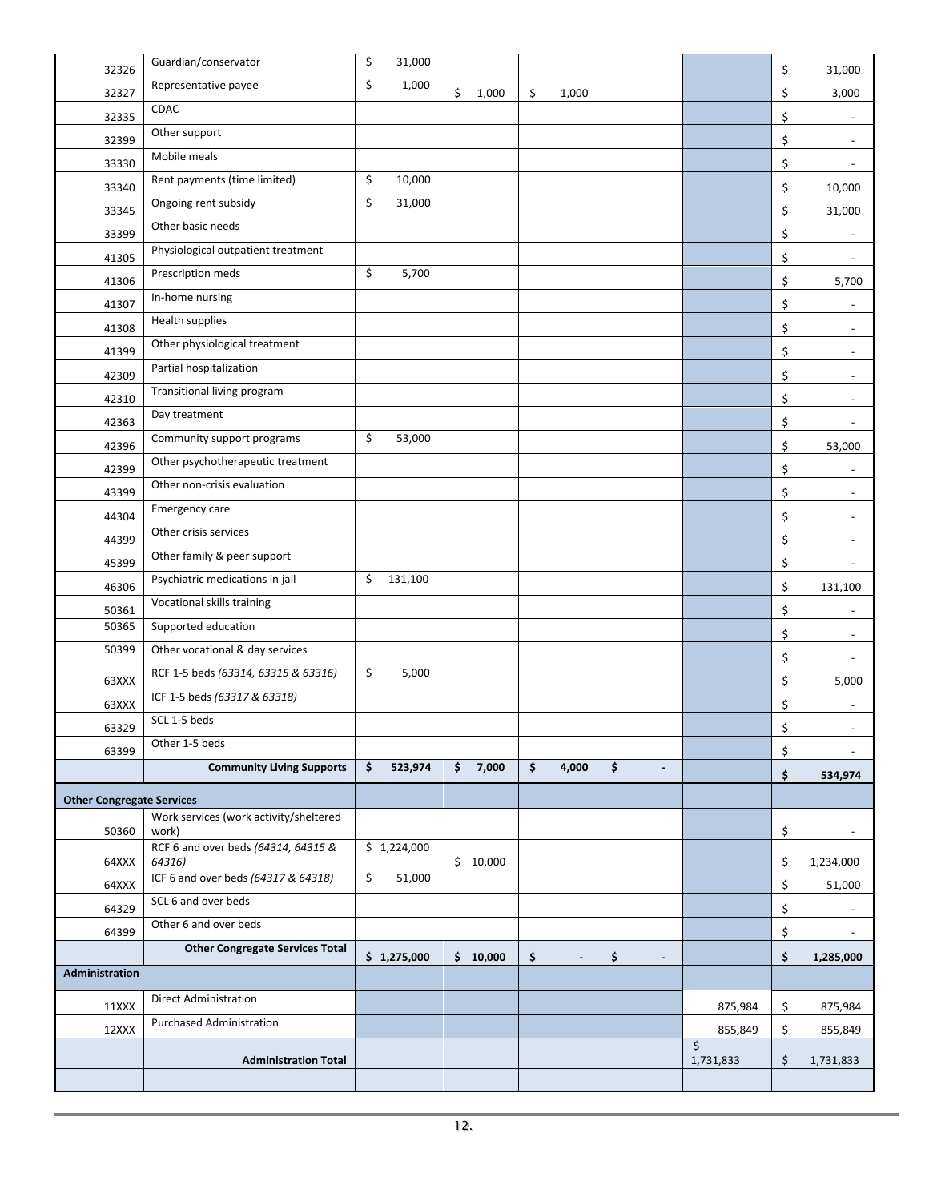| | | | | | | | |
|---|---|---|---|---|---|---|---|
| 32326 | Guardian/conservator | $ 31,000 | | | | | $ 31,000 |
| 32327 | Representative payee | $ 1,000 | $ 1,000 | $ 1,000 | | | $ 3,000 |
| 32335 | CDAC | | | | | | $ - |
| 32399 | Other support | | | | | | $ - |
| 33330 | Mobile meals | | | | | | $ - |
| 33340 | Rent payments (time limited) | $ 10,000 | | | | | $ 10,000 |
| 33345 | Ongoing rent subsidy | $ 31,000 | | | | | $ 31,000 |
| 33399 | Other basic needs | | | | | | $ - |
| 41305 | Physiological outpatient treatment | | | | | | $ - |
| 41306 | Prescription meds | $ 5,700 | | | | | $ 5,700 |
| 41307 | In-home nursing | | | | | | $ - |
| 41308 | Health supplies | | | | | | $ - |
| 41399 | Other physiological treatment | | | | | | $ - |
| 42309 | Partial hospitalization | | | | | | $ - |
| 42310 | Transitional living program | | | | | | $ - |
| 42363 | Day treatment | | | | | | $ - |
| 42396 | Community support programs | $ 53,000 | | | | | $ 53,000 |
| 42399 | Other psychotherapeutic treatment | | | | | | $ - |
| 43399 | Other non-crisis evaluation | | | | | | $ - |
| 44304 | Emergency care | | | | | | $ - |
| 44399 | Other crisis services | | | | | | $ - |
| 45399 | Other family & peer support | | | | | | $ - |
| 46306 | Psychiatric medications in jail | $ 131,100 | | | | | $ 131,100 |
| 50361 | Vocational skills training | | | | | | $ - |
| 50365 | Supported education | | | | | | $ - |
| 50399 | Other vocational & day services | | | | | | $ - |
| 63XXX | RCF 1-5 beds *(63314, 63315 & 63316)* | $ 5,000 | | | | | $ 5,000 |
| 63XXX | ICF 1-5 beds *(63317 & 63318)* | | | | | | $ - |
| 63329 | SCL 1-5 beds | | | | | | $ - |
| 63399 | Other 1-5 beds | | | | | | $ - |
| | **Community Living Supports** | **$ 523,974** | **$ 7,000** | **$ 4,000** | **$ -** | | **$ 534,974** |
| **Other Congregate Services** | | | | | | | |
| 50360 | Work services (work activity/sheltered work) | | | | | | $ - |
| 64XXX | RCF 6 and over beds *(64314, 64315 & 64316)* | $ 1,224,000 | $ 10,000 | | | | $ 1,234,000 |
| 64XXX | ICF 6 and over beds *(64317 & 64318)* | $ 51,000 | | | | | $ 51,000 |
| 64329 | SCL 6 and over beds | | | | | | $ - |
| 64399 | Other 6 and over beds | | | | | | $ - |
| | **Other Congregate Services Total** | **$ 1,275,000** | **$ 10,000** | **$ -** | **$ -** | | **$ 1,285,000** |
| **Administration** | | | | | | | |
| 11XXX | Direct Administration | | | | | 875,984 | $ 875,984 |
| 12XXX | Purchased Administration | | | | | 855,849 | $ 855,849 |
| | **Administration Total** | | | | | $ 1,731,833 | $ 1,731,833 |
| | | | | | | | |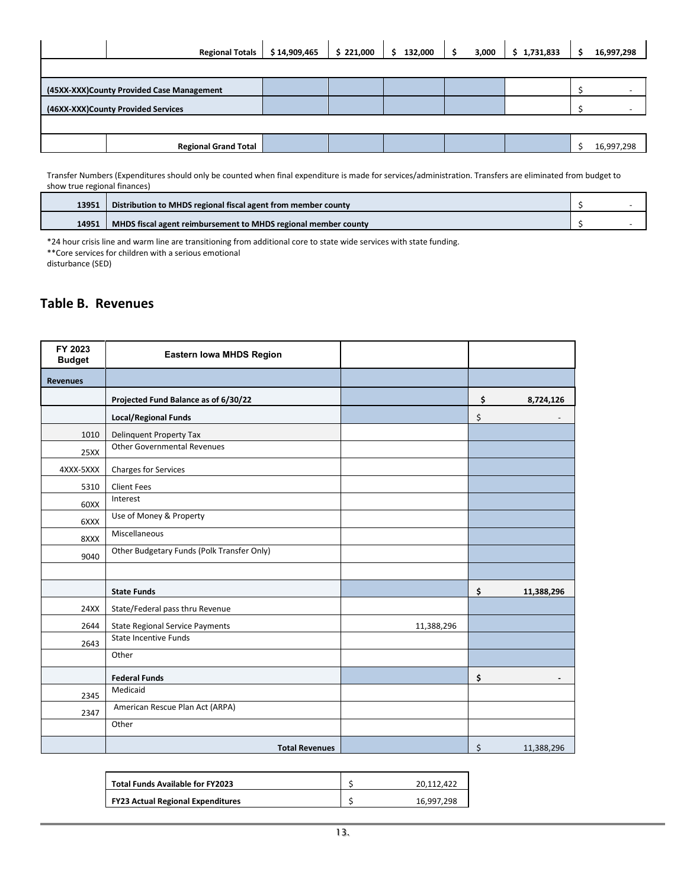| | | | | | | | |
|---|---|---|---|---|---|---|---|
| | **Regional Totals** | **$ 14,909,465** | **$ 221,000** | **$ 132,000** | **$ 3,000** | **$ 1,731,833** | **$ 16,997,298** |
| | | | | | | | |
| **(45XX-XXX)County Provided Case Management** | | | | | | | $ - |
| **(46XX-XXX)County Provided Services** | | | | | | | $ - |
| | | | | | | | |
| | **Regional Grand Total** | | | | | | $ 16,997,298 |

Transfer Numbers (Expenditures should only be counted when final expenditure is made for services/administration. Transfers are eliminated from budget to show true regional finances)

| | | |
|---|---|---|
| **13951** | **Distribution to MHDS regional fiscal agent from member county** | $ - |
| **14951** | **MHDS fiscal agent reimbursement to MHDS regional member county** | $ - |

*24 hour crisis line and warm line are transitioning from additional core to state wide services with state funding.
**Core services for children with a serious emotional disturbance (SED)

## Table B. Revenues

| FY 2023 Budget | Eastern Iowa MHDS Region | | |
|---|---|---|---|
| **Revenues** | | | |
| | **Projected Fund Balance as of 6/30/22** | | **$ 8,724,126** |
| | **Local/Regional Funds** | | $ - |
| 1010 | Delinquent Property Tax | | |
| 25XX | Other Governmental Revenues | | |
| 4XXX-5XXX | Charges for Services | | |
| 5310 | Client Fees | | |
| 60XX | Interest | | |
| 6XXX | Use of Money & Property | | |
| 8XXX | Miscellaneous | | |
| 9040 | Other Budgetary Funds (Polk Transfer Only) | | |
| | | | |
| | **State Funds** | | **$ 11,388,296** |
| 24XX | State/Federal pass thru Revenue | | |
| 2644 | State Regional Service Payments | 11,388,296 | |
| 2643 | State Incentive Funds | | |
| | Other | | |
| | **Federal Funds** | | **$ -** |
| 2345 | Medicaid | | |
| 2347 | American Rescue Plan Act (ARPA) | | |
| | Other | | |
| | **Total Revenues** | | $ 11,388,296 |

| | |
|---|---|
| **Total Funds Available for FY2023** | $ 20,112,422 |
| **FY23 Actual Regional Expenditures** | $ 16,997,298 |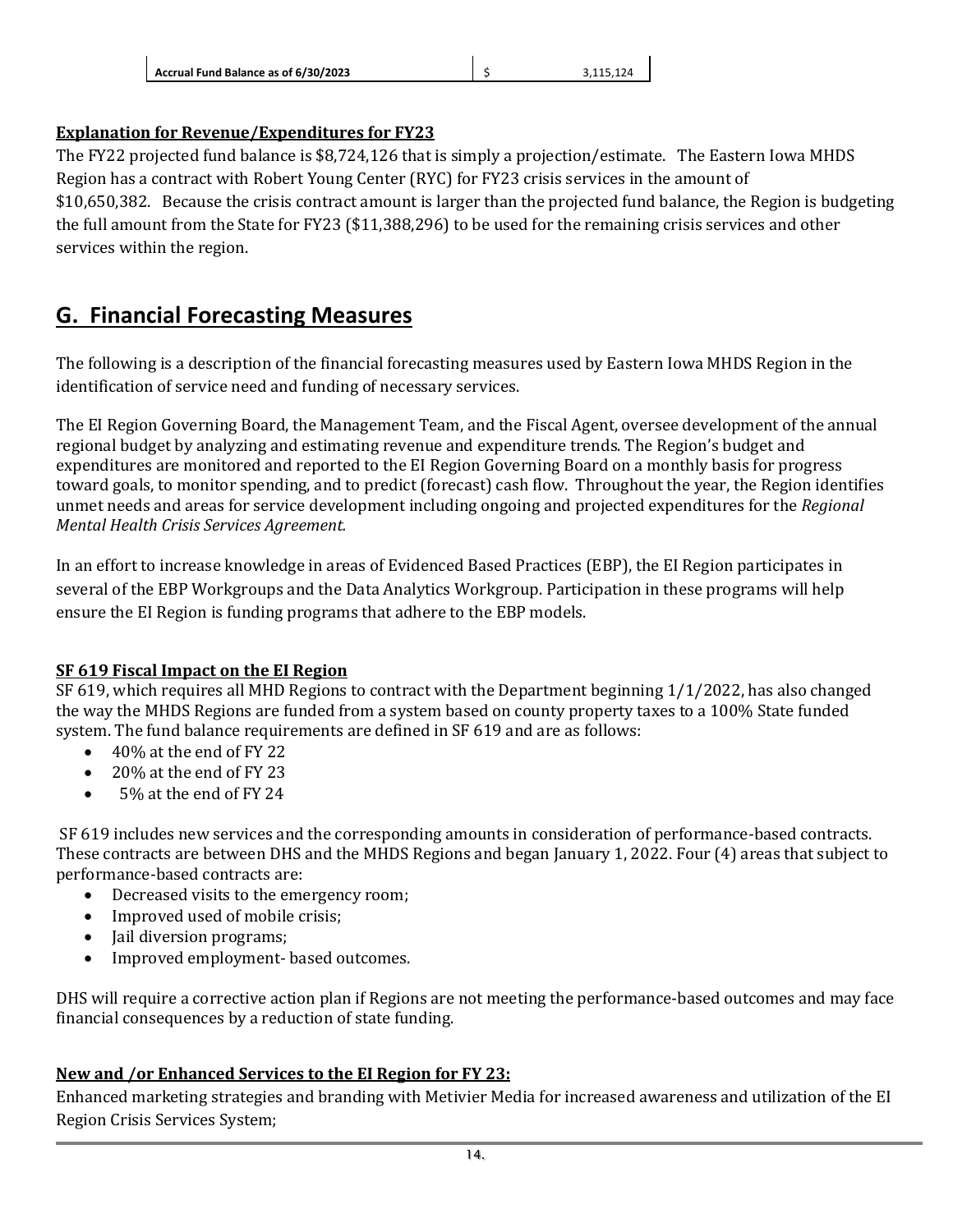| Accrual Fund Balance as of 6/30/2023 | $ 3,115,124 |
|---|---|

**Explanation for Revenue/Expenditures for FY23**

The FY22 projected fund balance is $8,724,126 that is simply a projection/estimate. The Eastern Iowa MHDS Region has a contract with Robert Young Center (RYC) for FY23 crisis services in the amount of $10,650,382. Because the crisis contract amount is larger than the projected fund balance, the Region is budgeting the full amount from the State for FY23 ($11,388,296) to be used for the remaining crisis services and other services within the region.

## G. Financial Forecasting Measures

The following is a description of the financial forecasting measures used by Eastern Iowa MHDS Region in the identification of service need and funding of necessary services.

The EI Region Governing Board, the Management Team, and the Fiscal Agent, oversee development of the annual regional budget by analyzing and estimating revenue and expenditure trends. The Region's budget and expenditures are monitored and reported to the EI Region Governing Board on a monthly basis for progress toward goals, to monitor spending, and to predict (forecast) cash flow. Throughout the year, the Region identifies unmet needs and areas for service development including ongoing and projected expenditures for the *Regional Mental Health Crisis Services Agreement.*

In an effort to increase knowledge in areas of Evidenced Based Practices (EBP), the EI Region participates in several of the EBP Workgroups and the Data Analytics Workgroup. Participation in these programs will help ensure the EI Region is funding programs that adhere to the EBP models.

**SF 619 Fiscal Impact on the EI Region**

SF 619, which requires all MHD Regions to contract with the Department beginning 1/1/2022, has also changed the way the MHDS Regions are funded from a system based on county property taxes to a 100% State funded system. The fund balance requirements are defined in SF 619 and are as follows:

- 40% at the end of FY 22
- 20% at the end of FY 23
- 5% at the end of FY 24

SF 619 includes new services and the corresponding amounts in consideration of performance-based contracts. These contracts are between DHS and the MHDS Regions and began January 1, 2022. Four (4) areas that subject to performance-based contracts are:

- Decreased visits to the emergency room;
- Improved used of mobile crisis;
- Jail diversion programs;
- Improved employment- based outcomes.

DHS will require a corrective action plan if Regions are not meeting the performance-based outcomes and may face financial consequences by a reduction of state funding.

**New and /or Enhanced Services to the EI Region for FY 23:**

Enhanced marketing strategies and branding with Metivier Media for increased awareness and utilization of the EI Region Crisis Services System;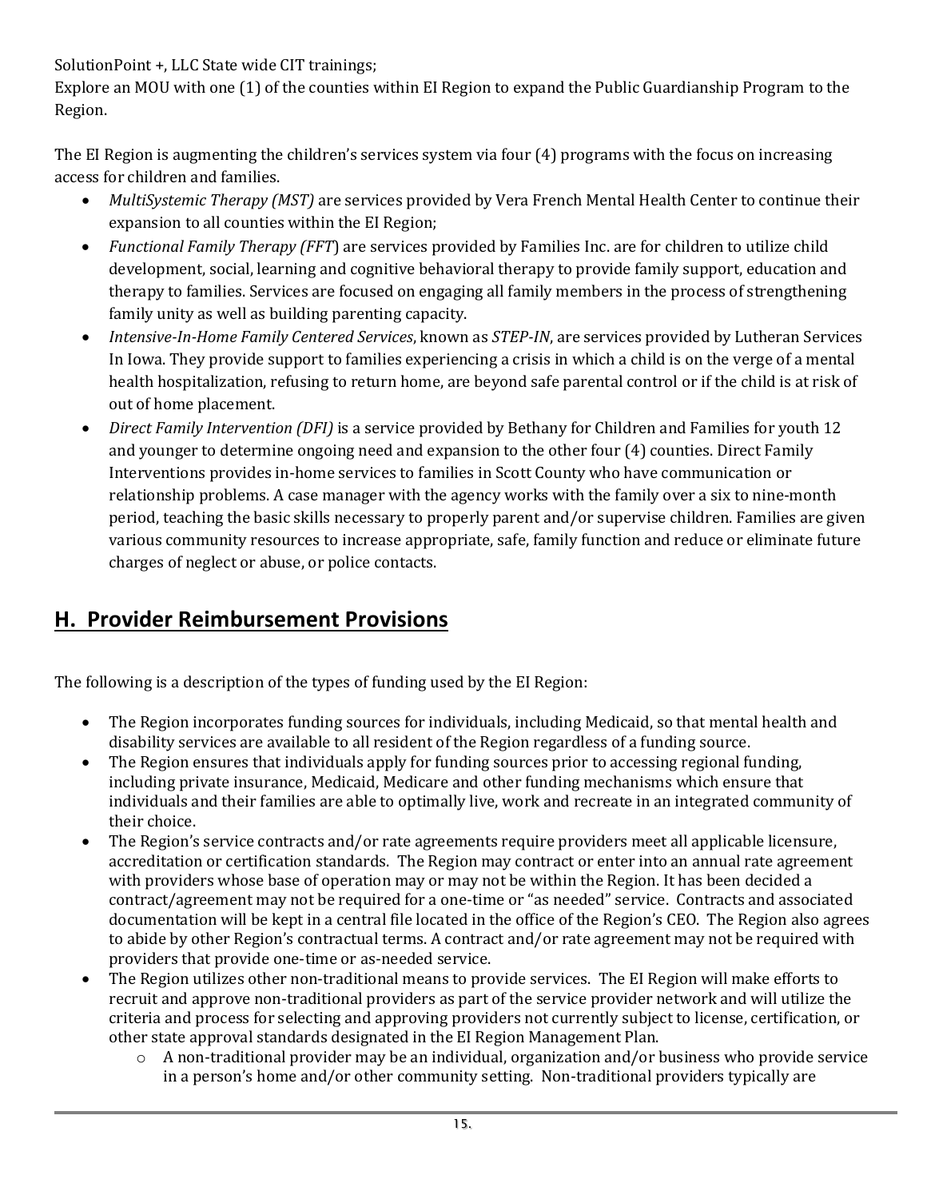SolutionPoint +, LLC State wide CIT trainings;
Explore an MOU with one (1) of the counties within EI Region to expand the Public Guardianship Program to the Region.

The EI Region is augmenting the children's services system via four (4) programs with the focus on increasing access for children and families.

- *MultiSystemic Therapy (MST)* are services provided by Vera French Mental Health Center to continue their expansion to all counties within the EI Region;
- *Functional Family Therapy (FFT*) are services provided by Families Inc. are for children to utilize child development, social, learning and cognitive behavioral therapy to provide family support, education and therapy to families. Services are focused on engaging all family members in the process of strengthening family unity as well as building parenting capacity.
- *Intensive-In-Home Family Centered Services*, known as *STEP-IN*, are services provided by Lutheran Services In Iowa. They provide support to families experiencing a crisis in which a child is on the verge of a mental health hospitalization, refusing to return home, are beyond safe parental control or if the child is at risk of out of home placement.
- *Direct Family Intervention (DFI)* is a service provided by Bethany for Children and Families for youth 12 and younger to determine ongoing need and expansion to the other four (4) counties. Direct Family Interventions provides in-home services to families in Scott County who have communication or relationship problems. A case manager with the agency works with the family over a six to nine-month period, teaching the basic skills necessary to properly parent and/or supervise children. Families are given various community resources to increase appropriate, safe, family function and reduce or eliminate future charges of neglect or abuse, or police contacts.

## H. Provider Reimbursement Provisions

The following is a description of the types of funding used by the EI Region:

- The Region incorporates funding sources for individuals, including Medicaid, so that mental health and disability services are available to all resident of the Region regardless of a funding source.
- The Region ensures that individuals apply for funding sources prior to accessing regional funding, including private insurance, Medicaid, Medicare and other funding mechanisms which ensure that individuals and their families are able to optimally live, work and recreate in an integrated community of their choice.
- The Region's service contracts and/or rate agreements require providers meet all applicable licensure, accreditation or certification standards. The Region may contract or enter into an annual rate agreement with providers whose base of operation may or may not be within the Region. It has been decided a contract/agreement may not be required for a one-time or "as needed" service. Contracts and associated documentation will be kept in a central file located in the office of the Region's CEO. The Region also agrees to abide by other Region's contractual terms. A contract and/or rate agreement may not be required with providers that provide one-time or as-needed service.
- The Region utilizes other non-traditional means to provide services. The EI Region will make efforts to recruit and approve non-traditional providers as part of the service provider network and will utilize the criteria and process for selecting and approving providers not currently subject to license, certification, or other state approval standards designated in the EI Region Management Plan.
    - A non-traditional provider may be an individual, organization and/or business who provide service in a person's home and/or other community setting. Non-traditional providers typically are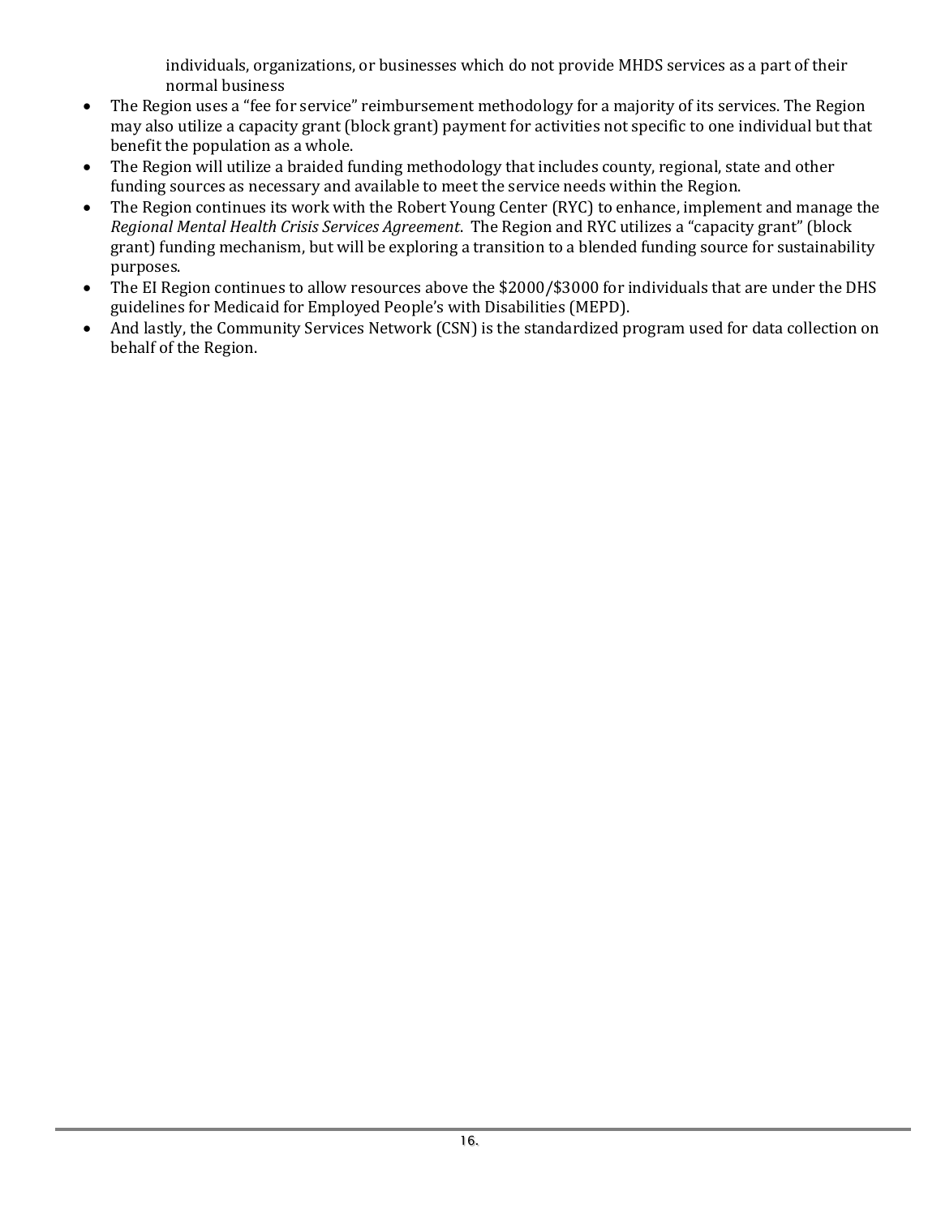individuals, organizations, or businesses which do not provide MHDS services as a part of their normal business

- The Region uses a "fee for service" reimbursement methodology for a majority of its services. The Region may also utilize a capacity grant (block grant) payment for activities not specific to one individual but that benefit the population as a whole.
- The Region will utilize a braided funding methodology that includes county, regional, state and other funding sources as necessary and available to meet the service needs within the Region.
- The Region continues its work with the Robert Young Center (RYC) to enhance, implement and manage the *Regional Mental Health Crisis Services Agreement*. The Region and RYC utilizes a "capacity grant" (block grant) funding mechanism, but will be exploring a transition to a blended funding source for sustainability purposes.
- The EI Region continues to allow resources above the $2000/$3000 for individuals that are under the DHS guidelines for Medicaid for Employed People's with Disabilities (MEPD).
- And lastly, the Community Services Network (CSN) is the standardized program used for data collection on behalf of the Region.